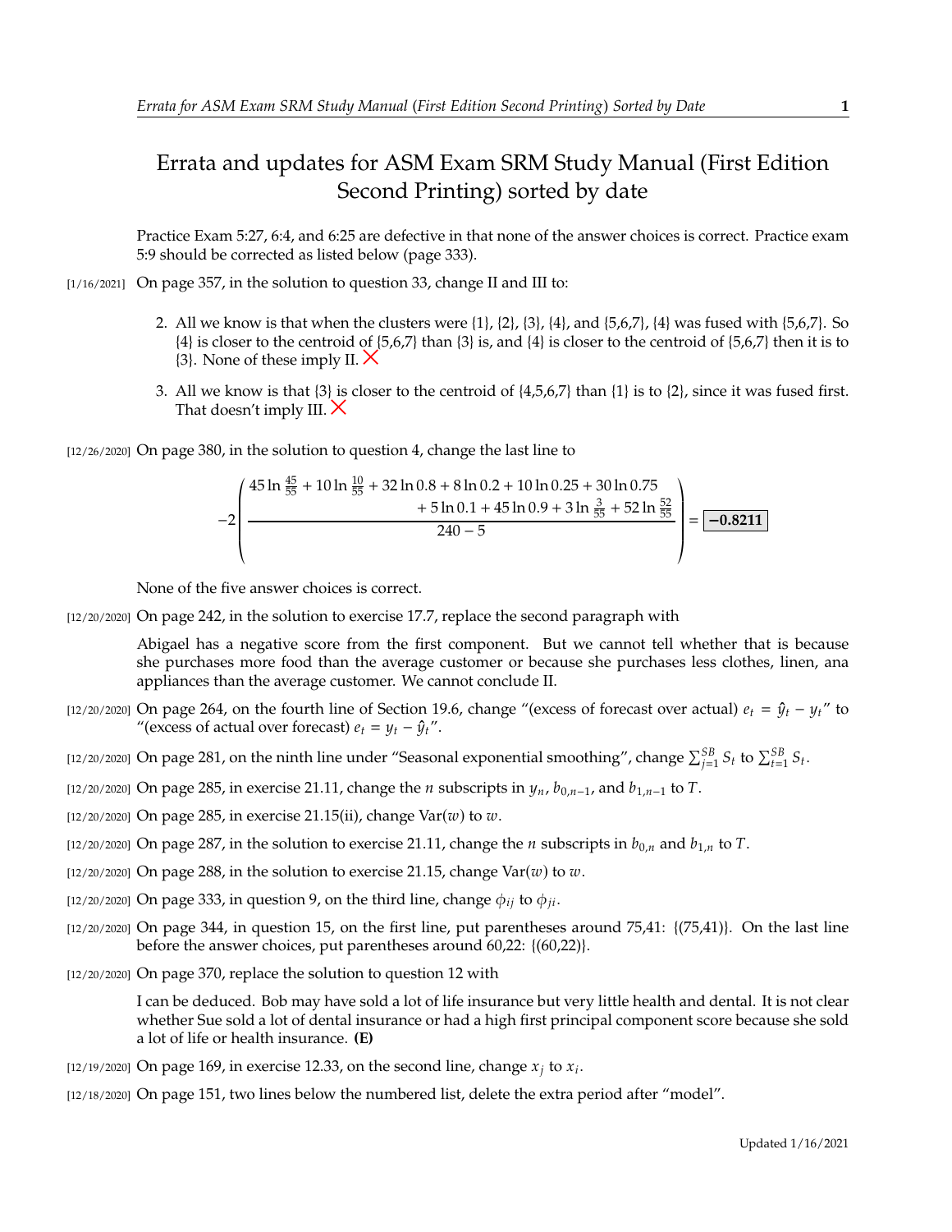# Errata and updates for ASM Exam SRM Study Manual (First Edition Second Printing) sorted by date

Practice Exam 5:27, 6:4, and 6:25 are defective in that none of the answer choices is correct. Practice exam 5:9 should be corrected as listed below (page 333).

[1/16/2021] On page 357, in the solution to question 33, change II and III to:

2. All we know is that when the clusters were {1}, {2}, {3}, {4}, and {5,6,7}, {4} was fused with {5,6,7}. So {4} is closer to the centroid of {5,6,7} than {3} is, and {4} is closer to the centroid of {5,6,7} then it is to {3}. None of these imply II. ✗
3. All we know is that {3} is closer to the centroid of {4,5,6,7} than {1} is to {2}, since it was fused first. That doesn't imply III. ✗

[12/26/2020] On page 380, in the solution to question 4, change the last line to

$$-2\left(\frac{45\ln\frac{45}{55}+10\ln\frac{10}{55}+32\ln 0.8+8\ln 0.2+10\ln 0.25+30\ln 0.75 + 5\ln 0.1+45\ln 0.9+3\ln\frac{3}{55}+52\ln\frac{52}{55}}{240-5}\right)=\boxed{\mathbf{-0.8211}}$$

None of the five answer choices is correct.

[12/20/2020] On page 242, in the solution to exercise 17.7, replace the second paragraph with

Abigael has a negative score from the first component. But we cannot tell whether that is because she purchases more food than the average customer or because she purchases less clothes, linen, ana appliances than the average customer. We cannot conclude II.

[12/20/2020] On page 264, on the fourth line of Section 19.6, change "(excess of forecast over actual) $e_t = \hat{y}_t - y_t$" to "(excess of actual over forecast) $e_t = y_t - \hat{y}_t$".

[12/20/2020] On page 281, on the ninth line under "Seasonal exponential smoothing", change $\sum_{j=1}^{SB} S_t$ to $\sum_{t=1}^{SB} S_t$.

[12/20/2020] On page 285, in exercise 21.11, change the $n$ subscripts in $y_n$, $b_{0,n-1}$, and $b_{1,n-1}$ to $T$.

[12/20/2020] On page 285, in exercise 21.15(ii), change $\mathrm{Var}(w)$ to $w$.

[12/20/2020] On page 287, in the solution to exercise 21.11, change the $n$ subscripts in $b_{0,n}$ and $b_{1,n}$ to $T$.

[12/20/2020] On page 288, in the solution to exercise 21.15, change $\mathrm{Var}(w)$ to $w$.

[12/20/2020] On page 333, in question 9, on the third line, change $\phi_{ij}$ to $\phi_{ji}$.

[12/20/2020] On page 344, in question 15, on the first line, put parentheses around 75,41: {(75,41)}. On the last line before the answer choices, put parentheses around 60,22: {(60,22)}.

[12/20/2020] On page 370, replace the solution to question 12 with

I can be deduced. Bob may have sold a lot of life insurance but very little health and dental. It is not clear whether Sue sold a lot of dental insurance or had a high first principal component score because she sold a lot of life or health insurance. **(E)**

[12/19/2020] On page 169, in exercise 12.33, on the second line, change $x_j$ to $x_i$.

[12/18/2020] On page 151, two lines below the numbered list, delete the extra period after "model".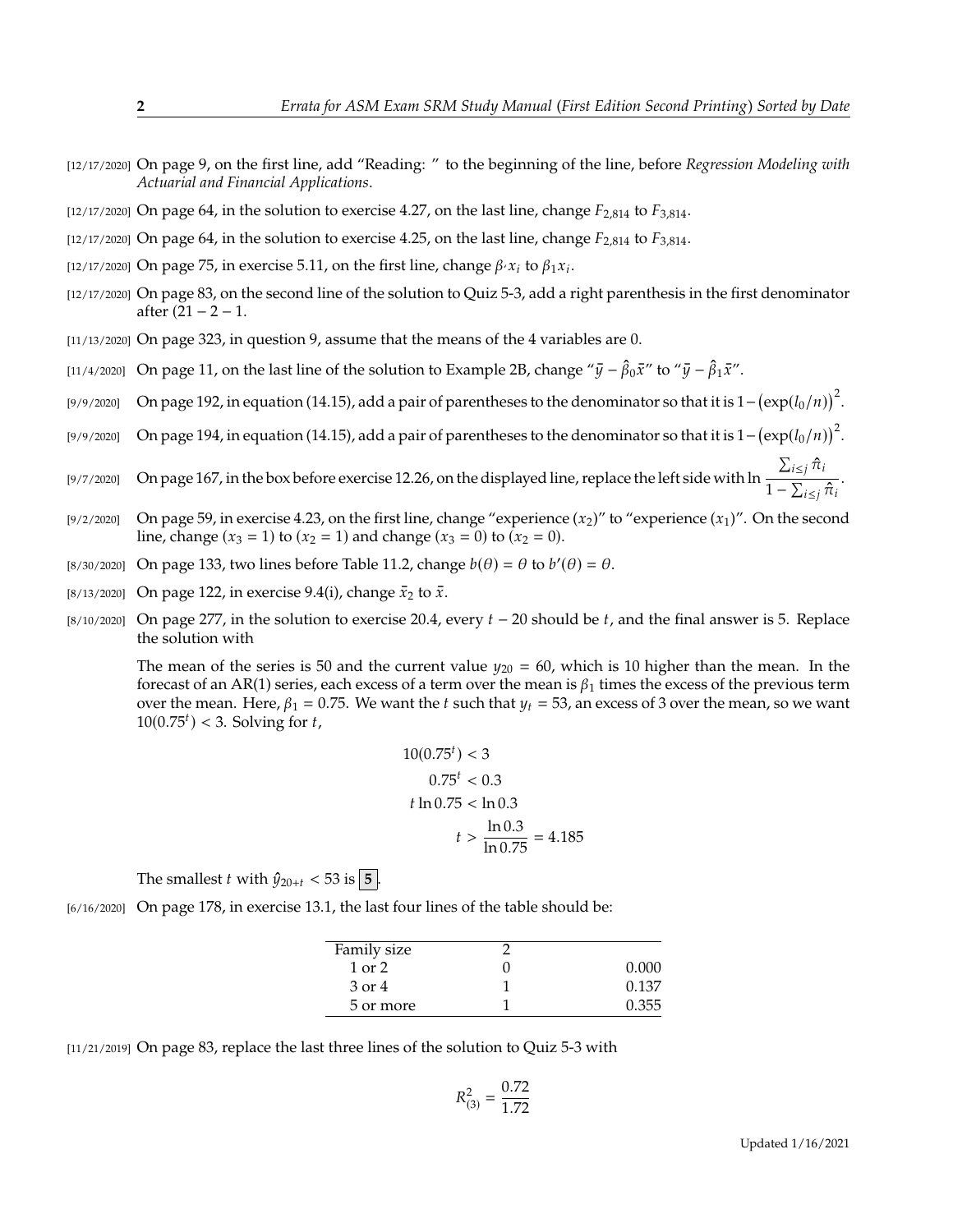[12/17/2020] On page 9, on the first line, add "Reading: " to the beginning of the line, before *Regression Modeling with Actuarial and Financial Applications*.

[12/17/2020] On page 64, in the solution to exercise 4.27, on the last line, change $F_{2,814}$ to $F_{3,814}$.

[12/17/2020] On page 64, in the solution to exercise 4.25, on the last line, change $F_{2,814}$ to $F_{3,814}$.

[12/17/2020] On page 75, in exercise 5.11, on the first line, change $\beta_{'} x_i$ to $\beta_1 x_i$.

[12/17/2020] On page 83, on the second line of the solution to Quiz 5-3, add a right parenthesis in the first denominator after $(21 - 2 - 1$.

[11/13/2020] On page 323, in question 9, assume that the means of the 4 variables are 0.

[11/4/2020] On page 11, on the last line of the solution to Example 2B, change "$\bar{y} - \hat{\beta}_0 \bar{x}$" to "$\bar{y} - \hat{\beta}_1 \bar{x}$".

[9/9/2020] On page 192, in equation (14.15), add a pair of parentheses to the denominator so that it is $1 - \big(\exp(l_0/n)\big)^2$.

[9/9/2020] On page 194, in equation (14.15), add a pair of parentheses to the denominator so that it is $1 - \big(\exp(l_0/n)\big)^2$.

[9/7/2020] On page 167, in the box before exercise 12.26, on the displayed line, replace the left side with $\ln \dfrac{\sum_{i \le j} \hat{\pi}_i}{1 - \sum_{i \le j} \hat{\pi}_i}$.

[9/2/2020] On page 59, in exercise 4.23, on the first line, change "experience ($x_2$)" to "experience ($x_1$)". On the second line, change ($x_3 = 1$) to ($x_2 = 1$) and change ($x_3 = 0$) to ($x_2 = 0$).

[8/30/2020] On page 133, two lines before Table 11.2, change $b(\theta) = \theta$ to $b'(\theta) = \theta$.

[8/13/2020] On page 122, in exercise 9.4(i), change $\bar{x}_2$ to $\bar{x}$.

[8/10/2020] On page 277, in the solution to exercise 20.4, every $t - 20$ should be $t$, and the final answer is 5. Replace the solution with

The mean of the series is 50 and the current value $y_{20} = 60$, which is 10 higher than the mean. In the forecast of an AR(1) series, each excess of a term over the mean is $\beta_1$ times the excess of the previous term over the mean. Here, $\beta_1 = 0.75$. We want the $t$ such that $y_t = 53$, an excess of 3 over the mean, so we want $10(0.75^t) < 3$. Solving for $t$,

$$\begin{aligned} 10(0.75^t) &< 3 \\ 0.75^t &< 0.3 \\ t \ln 0.75 &< \ln 0.3 \\ t &> \frac{\ln 0.3}{\ln 0.75} = 4.185 \end{aligned}$$

The smallest $t$ with $\hat{y}_{20+t} < 53$ is $\boxed{5}$.

[6/16/2020] On page 178, in exercise 13.1, the last four lines of the table should be:

| Family size | 2 | |
|---|---|---|
| 1 or 2 | 0 | 0.000 |
| 3 or 4 | 1 | 0.137 |
| 5 or more | 1 | 0.355 |

[11/21/2019] On page 83, replace the last three lines of the solution to Quiz 5-3 with

$$R^2_{(3)} = \frac{0.72}{1.72}$$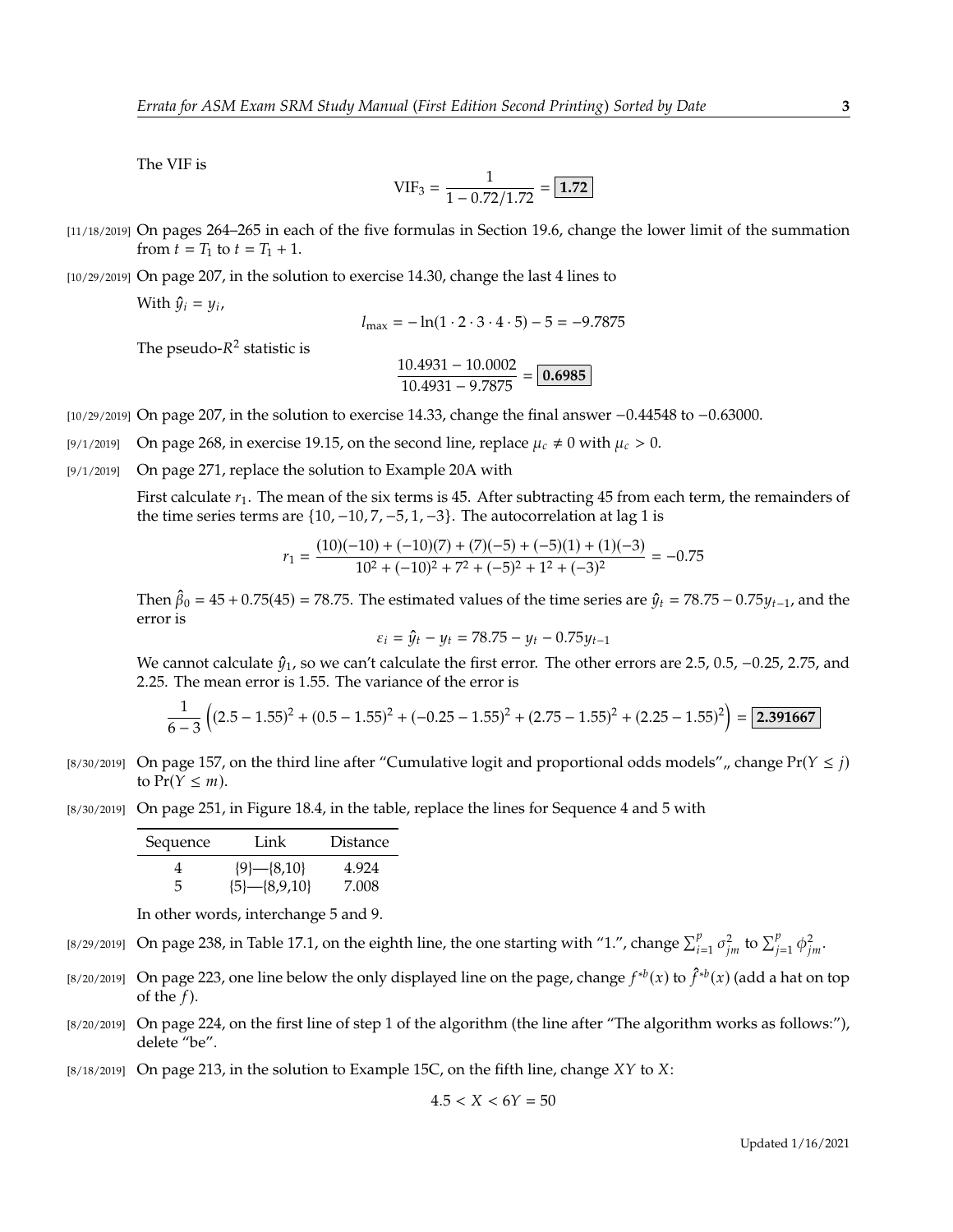The VIF is

$$\text{VIF}_3 = \frac{1}{1 - 0.72/1.72} = \boxed{\mathbf{1.72}}$$

[11/18/2019] On pages 264–265 in each of the five formulas in Section 19.6, change the lower limit of the summation from $t = T_1$ to $t = T_1 + 1$.

[10/29/2019] On page 207, in the solution to exercise 14.30, change the last 4 lines to

With $\hat{y}_i = y_i$,

$$l_{\max} = -\ln(1 \cdot 2 \cdot 3 \cdot 4 \cdot 5) - 5 = -9.7875$$

The pseudo-$R^2$ statistic is

$$\frac{10.4931 - 10.0002}{10.4931 - 9.7875} = \boxed{\mathbf{0.6985}}$$

[10/29/2019] On page 207, in the solution to exercise 14.33, change the final answer −0.44548 to −0.63000.

[9/1/2019] On page 268, in exercise 19.15, on the second line, replace $\mu_c \neq 0$ with $\mu_c > 0$.

[9/1/2019] On page 271, replace the solution to Example 20A with

First calculate $r_1$. The mean of the six terms is 45. After subtracting 45 from each term, the remainders of the time series terms are $\{10, -10, 7, -5, 1, -3\}$. The autocorrelation at lag 1 is

$$r_1 = \frac{(10)(-10) + (-10)(7) + (7)(-5) + (-5)(1) + (1)(-3)}{10^2 + (-10)^2 + 7^2 + (-5)^2 + 1^2 + (-3)^2} = -0.75$$

Then $\hat{\beta}_0 = 45 + 0.75(45) = 78.75$. The estimated values of the time series are $\hat{y}_t = 78.75 - 0.75y_{t-1}$, and the error is

$$\varepsilon_i = \hat{y}_t - y_t = 78.75 - y_t - 0.75y_{t-1}$$

We cannot calculate $\hat{y}_1$, so we can't calculate the first error. The other errors are 2.5, 0.5, −0.25, 2.75, and 2.25. The mean error is 1.55. The variance of the error is

$$\frac{1}{6-3}\left((2.5 - 1.55)^2 + (0.5 - 1.55)^2 + (-0.25 - 1.55)^2 + (2.75 - 1.55)^2 + (2.25 - 1.55)^2\right) = \boxed{\mathbf{2.391667}}$$

[8/30/2019] On page 157, on the third line after "Cumulative logit and proportional odds models",, change $\Pr(Y \leq j)$ to $\Pr(Y \leq m)$.

[8/30/2019] On page 251, in Figure 18.4, in the table, replace the lines for Sequence 4 and 5 with

| Sequence | Link | Distance |
|---|---|---|
| 4 | {9}—{8,10} | 4.924 |
| 5 | {5}—{8,9,10} | 7.008 |

In other words, interchange 5 and 9.

[8/29/2019] On page 238, in Table 17.1, on the eighth line, the one starting with "1.", change $\sum_{i=1}^{p} \sigma_{jm}^2$ to $\sum_{j=1}^{p} \phi_{jm}^2$.

[8/20/2019] On page 223, one line below the only displayed line on the page, change $f^{*b}(x)$ to $\hat{f}^{*b}(x)$ (add a hat on top of the $f$).

[8/20/2019] On page 224, on the first line of step 1 of the algorithm (the line after "The algorithm works as follows:"), delete "be".

[8/18/2019] On page 213, in the solution to Example 15C, on the fifth line, change $XY$ to $X$:

$$4.5 < X < 6Y = 50$$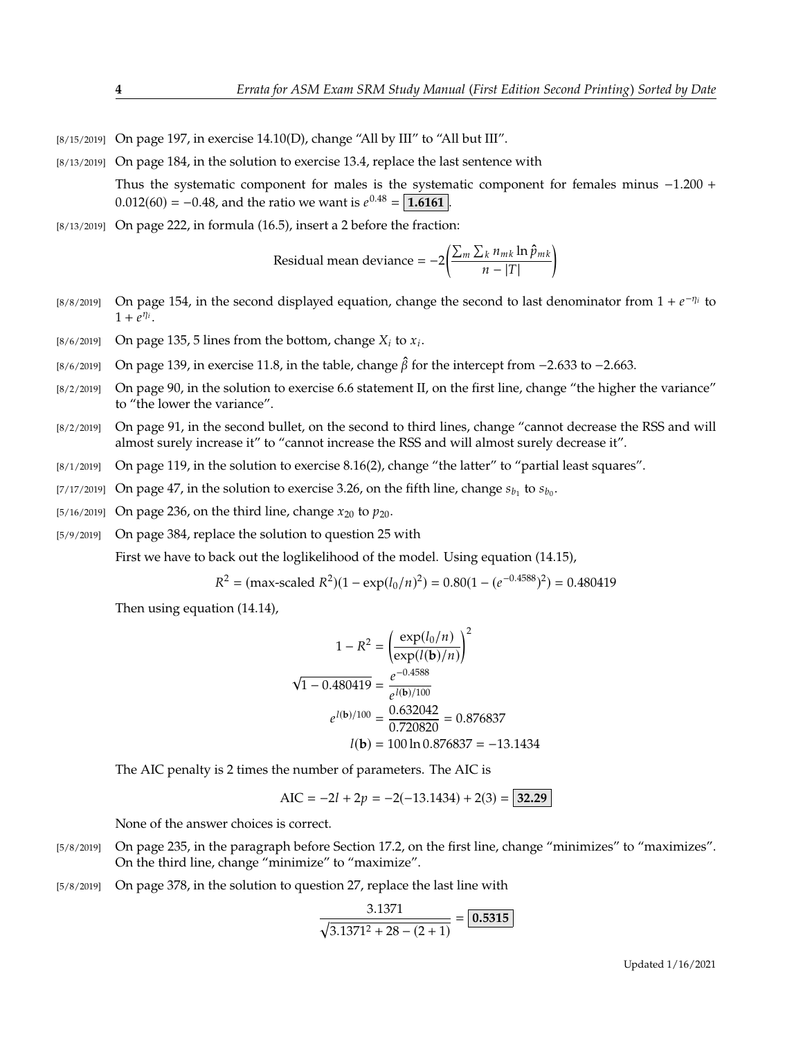[8/15/2019] On page 197, in exercise 14.10(D), change "All by III" to "All but III".

[8/13/2019] On page 184, in the solution to exercise 13.4, replace the last sentence with

Thus the systematic component for males is the systematic component for females minus $-1.200 + 0.012(60) = -0.48$, and the ratio we want is $e^{0.48} = \boxed{\mathbf{1.6161}}$.

[8/13/2019] On page 222, in formula (16.5), insert a 2 before the fraction:

$$\text{Residual mean deviance} = -2\left(\frac{\sum_m \sum_k n_{mk} \ln \hat{p}_{mk}}{n - |T|}\right)$$

[8/8/2019] On page 154, in the second displayed equation, change the second to last denominator from $1 + e^{-\eta_i}$ to $1 + e^{\eta_i}$.

[8/6/2019] On page 135, 5 lines from the bottom, change $X_i$ to $x_i$.

[8/6/2019] On page 139, in exercise 11.8, in the table, change $\hat{\beta}$ for the intercept from $-2.633$ to $-2.663$.

[8/2/2019] On page 90, in the solution to exercise 6.6 statement II, on the first line, change "the higher the variance" to "the lower the variance".

[8/2/2019] On page 91, in the second bullet, on the second to third lines, change "cannot decrease the RSS and will almost surely increase it" to "cannot increase the RSS and will almost surely decrease it".

[8/1/2019] On page 119, in the solution to exercise 8.16(2), change "the latter" to "partial least squares".

[7/17/2019] On page 47, in the solution to exercise 3.26, on the fifth line, change $s_{b_1}$ to $s_{b_0}$.

[5/16/2019] On page 236, on the third line, change $x_{20}$ to $p_{20}$.

[5/9/2019] On page 384, replace the solution to question 25 with

First we have to back out the loglikelihood of the model. Using equation (14.15),

$$R^2 = (\text{max-scaled } R^2)(1 - \exp(l_0/n)^2) = 0.80(1 - (e^{-0.4588})^2) = 0.480419$$

Then using equation (14.14),

$$\begin{aligned}
1 - R^2 &= \left(\frac{\exp(l_0/n)}{\exp(l(\mathbf{b})/n)}\right)^2 \\
\sqrt{1 - 0.480419} &= \frac{e^{-0.4588}}{e^{l(\mathbf{b})/100}} \\
e^{l(\mathbf{b})/100} &= \frac{0.632042}{0.720820} = 0.876837 \\
l(\mathbf{b}) &= 100 \ln 0.876837 = -13.1434
\end{aligned}$$

The AIC penalty is 2 times the number of parameters. The AIC is

$$\text{AIC} = -2l + 2p = -2(-13.1434) + 2(3) = \boxed{\mathbf{32.29}}$$

None of the answer choices is correct.

[5/8/2019] On page 235, in the paragraph before Section 17.2, on the first line, change "minimizes" to "maximizes". On the third line, change "minimize" to "maximize".

[5/8/2019] On page 378, in the solution to question 27, replace the last line with

$$\frac{3.1371}{\sqrt{3.1371^2 + 28 - (2 + 1)}} = \boxed{\mathbf{0.5315}}$$

Updated 1/16/2021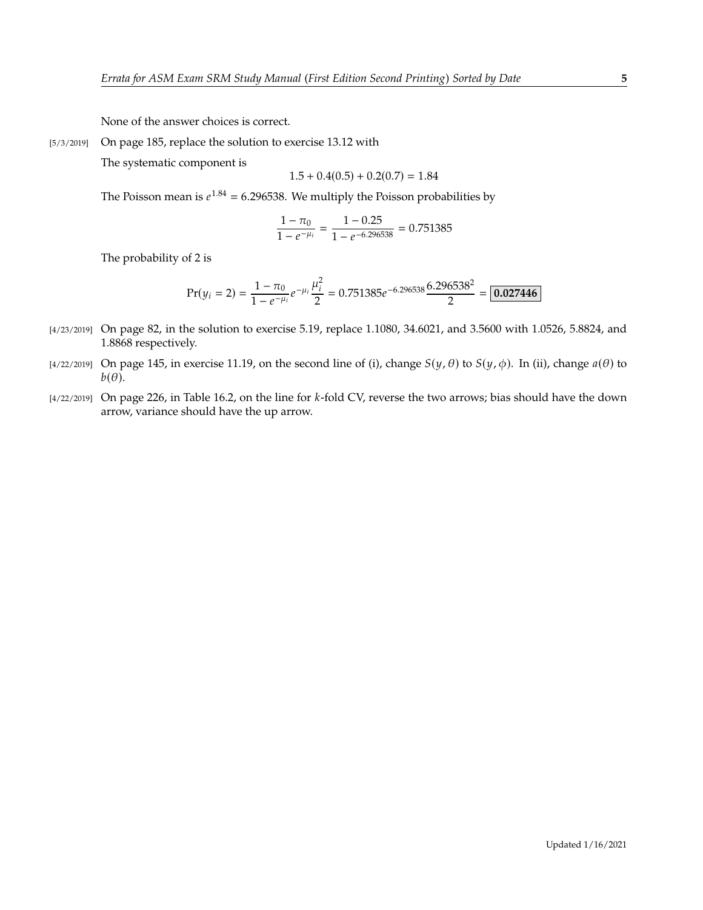None of the answer choices is correct.

[5/3/2019] On page 185, replace the solution to exercise 13.12 with

The systematic component is

$$1.5 + 0.4(0.5) + 0.2(0.7) = 1.84$$

The Poisson mean is $e^{1.84} = 6.296538$. We multiply the Poisson probabilities by

$$\frac{1 - \pi_0}{1 - e^{-\mu_i}} = \frac{1 - 0.25}{1 - e^{-6.296538}} = 0.751385$$

The probability of 2 is

$$\Pr(y_i = 2) = \frac{1 - \pi_0}{1 - e^{-\mu_i}} e^{-\mu_i} \frac{\mu_i^2}{2} = 0.751385 e^{-6.296538} \frac{6.296538^2}{2} = \boxed{\mathbf{0.027446}}$$

[4/23/2019] On page 82, in the solution to exercise 5.19, replace 1.1080, 34.6021, and 3.5600 with 1.0526, 5.8824, and 1.8868 respectively.

[4/22/2019] On page 145, in exercise 11.19, on the second line of (i), change $S(y, \theta)$ to $S(y, \phi)$. In (ii), change $a(\theta)$ to $b(\theta)$.

[4/22/2019] On page 226, in Table 16.2, on the line for $k$-fold CV, reverse the two arrows; bias should have the down arrow, variance should have the up arrow.